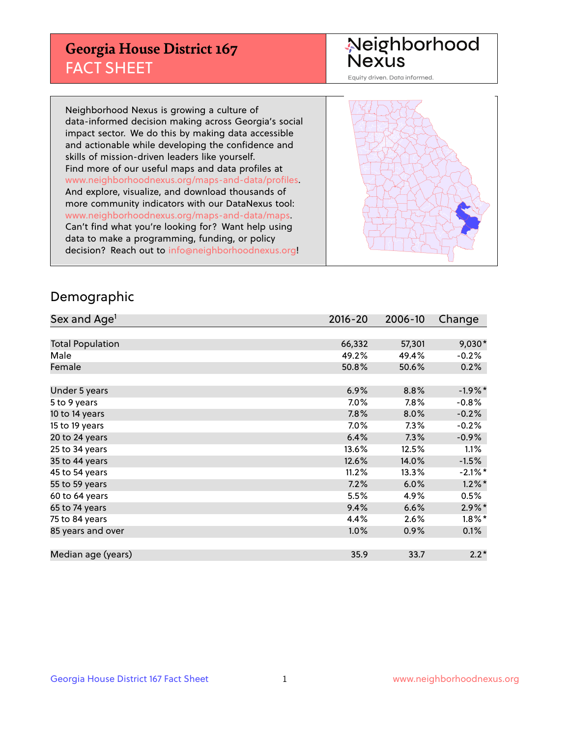# Georgia House District 167

## FACT SHEET

Neighborhood Nexus

Equity driven. Data informed.

Neighborhood Nexus is growing a culture of data-informed decision making across Georgia's social impact sector. We do this by making data accessible and actionable while developing the confidence and skills of mission-driven leaders like yourself. Find more of our useful maps and data profiles at www.neighborhoodnexus.org/maps-and-data/profiles. And explore, visualize, and download thousands of more community indicators with our DataNexus tool: www.neighborhoodnexus.org/maps-and-data/maps. Can't find what you're looking for? Want help using data to make a programming, funding, or policy decision? Reach out to info@neighborhoodnexus.org!

## Demographic

| Sex and Age[1] | 2016-20 | 2006-10 | Change |
|---|---|---|---|
| Total Population | 66,332 | 57,301 | 9,030* |
| Male | 49.2% | 49.4% | -0.2% |
| Female | 50.8% | 50.6% | 0.2% |
| | | | |
| Under 5 years | 6.9% | 8.8% | -1.9%* |
| 5 to 9 years | 7.0% | 7.8% | -0.8% |
| 10 to 14 years | 7.8% | 8.0% | -0.2% |
| 15 to 19 years | 7.0% | 7.3% | -0.2% |
| 20 to 24 years | 6.4% | 7.3% | -0.9% |
| 25 to 34 years | 13.6% | 12.5% | 1.1% |
| 35 to 44 years | 12.6% | 14.0% | -1.5% |
| 45 to 54 years | 11.2% | 13.3% | -2.1%* |
| 55 to 59 years | 7.2% | 6.0% | 1.2%* |
| 60 to 64 years | 5.5% | 4.9% | 0.5% |
| 65 to 74 years | 9.4% | 6.6% | 2.9%* |
| 75 to 84 years | 4.4% | 2.6% | 1.8%* |
| 85 years and over | 1.0% | 0.9% | 0.1% |
| | | | |
| Median age (years) | 35.9 | 33.7 | 2.2* |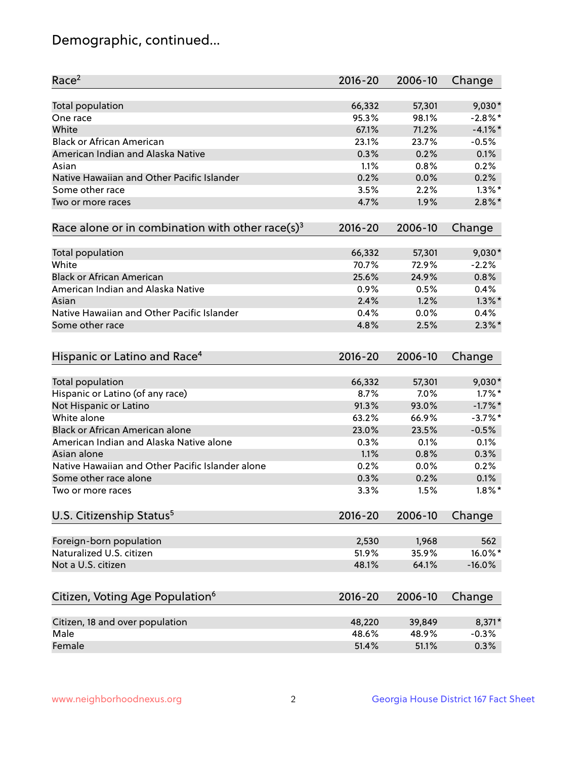# Demographic, continued...

| Race[2] | 2016-20 | 2006-10 | Change |
|---|---|---|---|
| Total population | 66,332 | 57,301 | 9,030* |
| One race | 95.3% | 98.1% | -2.8%* |
| White | 67.1% | 71.2% | -4.1%* |
| Black or African American | 23.1% | 23.7% | -0.5% |
| American Indian and Alaska Native | 0.3% | 0.2% | 0.1% |
| Asian | 1.1% | 0.8% | 0.2% |
| Native Hawaiian and Other Pacific Islander | 0.2% | 0.0% | 0.2% |
| Some other race | 3.5% | 2.2% | 1.3%* |
| Two or more races | 4.7% | 1.9% | 2.8%* |

| Race alone or in combination with other race(s)[3] | 2016-20 | 2006-10 | Change |
|---|---|---|---|
| Total population | 66,332 | 57,301 | 9,030* |
| White | 70.7% | 72.9% | -2.2% |
| Black or African American | 25.6% | 24.9% | 0.8% |
| American Indian and Alaska Native | 0.9% | 0.5% | 0.4% |
| Asian | 2.4% | 1.2% | 1.3%* |
| Native Hawaiian and Other Pacific Islander | 0.4% | 0.0% | 0.4% |
| Some other race | 4.8% | 2.5% | 2.3%* |

| Hispanic or Latino and Race[4] | 2016-20 | 2006-10 | Change |
|---|---|---|---|
| Total population | 66,332 | 57,301 | 9,030* |
| Hispanic or Latino (of any race) | 8.7% | 7.0% | 1.7%* |
| Not Hispanic or Latino | 91.3% | 93.0% | -1.7%* |
| White alone | 63.2% | 66.9% | -3.7%* |
| Black or African American alone | 23.0% | 23.5% | -0.5% |
| American Indian and Alaska Native alone | 0.3% | 0.1% | 0.1% |
| Asian alone | 1.1% | 0.8% | 0.3% |
| Native Hawaiian and Other Pacific Islander alone | 0.2% | 0.0% | 0.2% |
| Some other race alone | 0.3% | 0.2% | 0.1% |
| Two or more races | 3.3% | 1.5% | 1.8%* |

| U.S. Citizenship Status[5] | 2016-20 | 2006-10 | Change |
|---|---|---|---|
| Foreign-born population | 2,530 | 1,968 | 562 |
| Naturalized U.S. citizen | 51.9% | 35.9% | 16.0%* |
| Not a U.S. citizen | 48.1% | 64.1% | -16.0% |

| Citizen, Voting Age Population[6] | 2016-20 | 2006-10 | Change |
|---|---|---|---|
| Citizen, 18 and over population | 48,220 | 39,849 | 8,371* |
| Male | 48.6% | 48.9% | -0.3% |
| Female | 51.4% | 51.1% | 0.3% |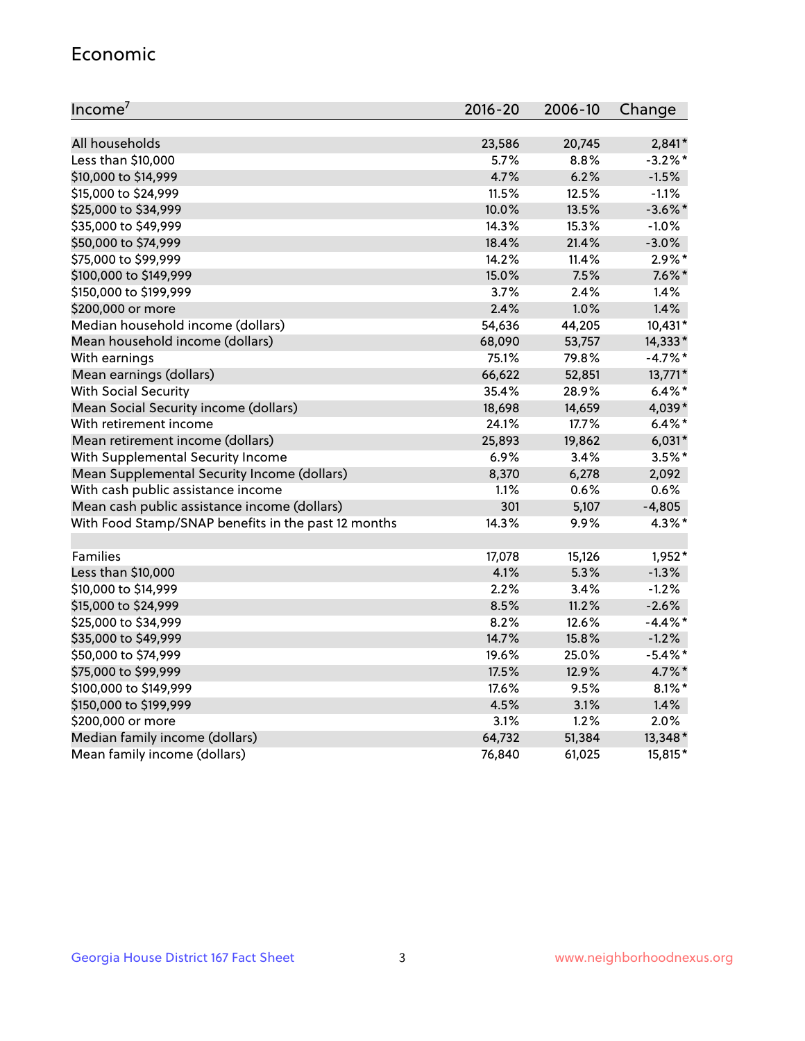## Economic

| Income[7] | 2016-20 | 2006-10 | Change |
|---|---|---|---|
| All households | 23,586 | 20,745 | 2,841* |
| Less than $10,000 | 5.7% | 8.8% | -3.2%* |
| $10,000 to $14,999 | 4.7% | 6.2% | -1.5% |
| $15,000 to $24,999 | 11.5% | 12.5% | -1.1% |
| $25,000 to $34,999 | 10.0% | 13.5% | -3.6%* |
| $35,000 to $49,999 | 14.3% | 15.3% | -1.0% |
| $50,000 to $74,999 | 18.4% | 21.4% | -3.0% |
| $75,000 to $99,999 | 14.2% | 11.4% | 2.9%* |
| $100,000 to $149,999 | 15.0% | 7.5% | 7.6%* |
| $150,000 to $199,999 | 3.7% | 2.4% | 1.4% |
| $200,000 or more | 2.4% | 1.0% | 1.4% |
| Median household income (dollars) | 54,636 | 44,205 | 10,431* |
| Mean household income (dollars) | 68,090 | 53,757 | 14,333* |
| With earnings | 75.1% | 79.8% | -4.7%* |
| Mean earnings (dollars) | 66,622 | 52,851 | 13,771* |
| With Social Security | 35.4% | 28.9% | 6.4%* |
| Mean Social Security income (dollars) | 18,698 | 14,659 | 4,039* |
| With retirement income | 24.1% | 17.7% | 6.4%* |
| Mean retirement income (dollars) | 25,893 | 19,862 | 6,031* |
| With Supplemental Security Income | 6.9% | 3.4% | 3.5%* |
| Mean Supplemental Security Income (dollars) | 8,370 | 6,278 | 2,092 |
| With cash public assistance income | 1.1% | 0.6% | 0.6% |
| Mean cash public assistance income (dollars) | 301 | 5,107 | -4,805 |
| With Food Stamp/SNAP benefits in the past 12 months | 14.3% | 9.9% | 4.3%* |
| | | | |
| Families | 17,078 | 15,126 | 1,952* |
| Less than $10,000 | 4.1% | 5.3% | -1.3% |
| $10,000 to $14,999 | 2.2% | 3.4% | -1.2% |
| $15,000 to $24,999 | 8.5% | 11.2% | -2.6% |
| $25,000 to $34,999 | 8.2% | 12.6% | -4.4%* |
| $35,000 to $49,999 | 14.7% | 15.8% | -1.2% |
| $50,000 to $74,999 | 19.6% | 25.0% | -5.4%* |
| $75,000 to $99,999 | 17.5% | 12.9% | 4.7%* |
| $100,000 to $149,999 | 17.6% | 9.5% | 8.1%* |
| $150,000 to $199,999 | 4.5% | 3.1% | 1.4% |
| $200,000 or more | 3.1% | 1.2% | 2.0% |
| Median family income (dollars) | 64,732 | 51,384 | 13,348* |
| Mean family income (dollars) | 76,840 | 61,025 | 15,815* |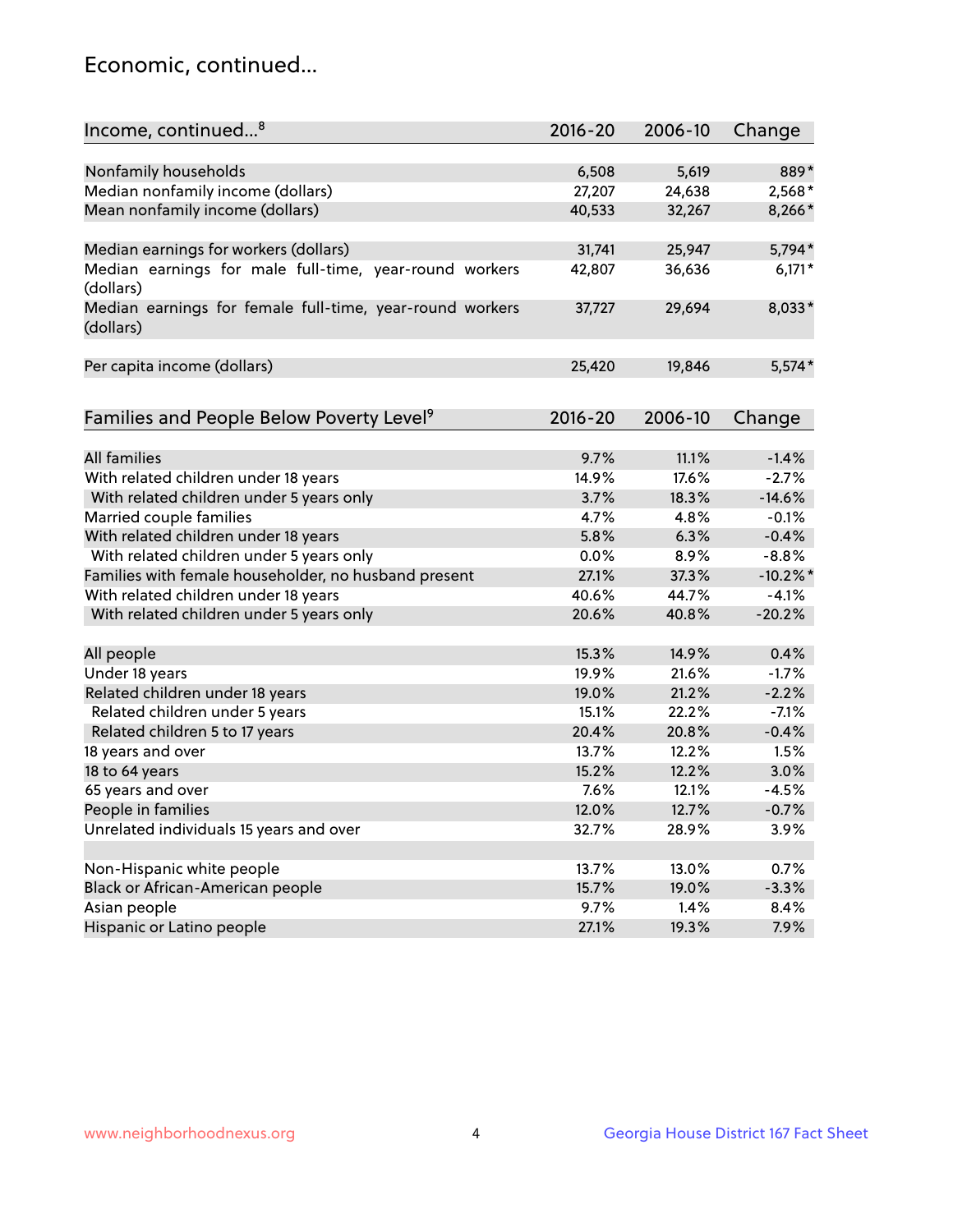# Economic, continued...

| Income, continued...[8] | 2016-20 | 2006-10 | Change |
|---|---|---|---|
| Nonfamily households | 6,508 | 5,619 | 889* |
| Median nonfamily income (dollars) | 27,207 | 24,638 | 2,568* |
| Mean nonfamily income (dollars) | 40,533 | 32,267 | 8,266* |
| Median earnings for workers (dollars) | 31,741 | 25,947 | 5,794* |
| Median earnings for male full-time, year-round workers (dollars) | 42,807 | 36,636 | 6,171* |
| Median earnings for female full-time, year-round workers (dollars) | 37,727 | 29,694 | 8,033* |
| Per capita income (dollars) | 25,420 | 19,846 | 5,574* |

| Families and People Below Poverty Level[9] | 2016-20 | 2006-10 | Change |
|---|---|---|---|
| All families | 9.7% | 11.1% | -1.4% |
| With related children under 18 years | 14.9% | 17.6% | -2.7% |
| With related children under 5 years only | 3.7% | 18.3% | -14.6% |
| Married couple families | 4.7% | 4.8% | -0.1% |
| With related children under 18 years | 5.8% | 6.3% | -0.4% |
| With related children under 5 years only | 0.0% | 8.9% | -8.8% |
| Families with female householder, no husband present | 27.1% | 37.3% | -10.2%* |
| With related children under 18 years | 40.6% | 44.7% | -4.1% |
| With related children under 5 years only | 20.6% | 40.8% | -20.2% |
| All people | 15.3% | 14.9% | 0.4% |
| Under 18 years | 19.9% | 21.6% | -1.7% |
| Related children under 18 years | 19.0% | 21.2% | -2.2% |
| Related children under 5 years | 15.1% | 22.2% | -7.1% |
| Related children 5 to 17 years | 20.4% | 20.8% | -0.4% |
| 18 years and over | 13.7% | 12.2% | 1.5% |
| 18 to 64 years | 15.2% | 12.2% | 3.0% |
| 65 years and over | 7.6% | 12.1% | -4.5% |
| People in families | 12.0% | 12.7% | -0.7% |
| Unrelated individuals 15 years and over | 32.7% | 28.9% | 3.9% |
| Non-Hispanic white people | 13.7% | 13.0% | 0.7% |
| Black or African-American people | 15.7% | 19.0% | -3.3% |
| Asian people | 9.7% | 1.4% | 8.4% |
| Hispanic or Latino people | 27.1% | 19.3% | 7.9% |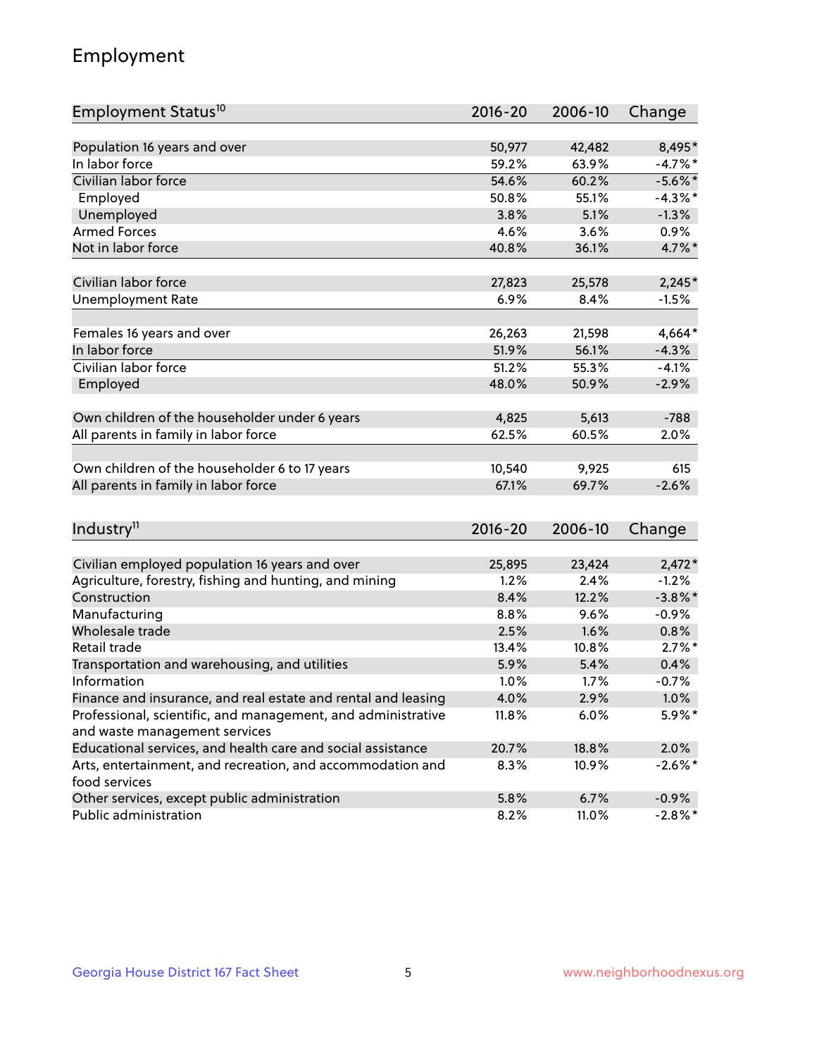## Employment

| Employment Status[10] | 2016-20 | 2006-10 | Change |
|---|---|---|---|
| Population 16 years and over | 50,977 | 42,482 | 8,495* |
| In labor force | 59.2% | 63.9% | -4.7%* |
| Civilian labor force | 54.6% | 60.2% | -5.6%* |
| Employed | 50.8% | 55.1% | -4.3%* |
| Unemployed | 3.8% | 5.1% | -1.3% |
| Armed Forces | 4.6% | 3.6% | 0.9% |
| Not in labor force | 40.8% | 36.1% | 4.7%* |
| | | | |
| Civilian labor force | 27,823 | 25,578 | 2,245* |
| Unemployment Rate | 6.9% | 8.4% | -1.5% |
| | | | |
| Females 16 years and over | 26,263 | 21,598 | 4,664* |
| In labor force | 51.9% | 56.1% | -4.3% |
| Civilian labor force | 51.2% | 55.3% | -4.1% |
| Employed | 48.0% | 50.9% | -2.9% |
| | | | |
| Own children of the householder under 6 years | 4,825 | 5,613 | -788 |
| All parents in family in labor force | 62.5% | 60.5% | 2.0% |
| | | | |
| Own children of the householder 6 to 17 years | 10,540 | 9,925 | 615 |
| All parents in family in labor force | 67.1% | 69.7% | -2.6% |

| Industry[11] | 2016-20 | 2006-10 | Change |
|---|---|---|---|
| Civilian employed population 16 years and over | 25,895 | 23,424 | 2,472* |
| Agriculture, forestry, fishing and hunting, and mining | 1.2% | 2.4% | -1.2% |
| Construction | 8.4% | 12.2% | -3.8%* |
| Manufacturing | 8.8% | 9.6% | -0.9% |
| Wholesale trade | 2.5% | 1.6% | 0.8% |
| Retail trade | 13.4% | 10.8% | 2.7%* |
| Transportation and warehousing, and utilities | 5.9% | 5.4% | 0.4% |
| Information | 1.0% | 1.7% | -0.7% |
| Finance and insurance, and real estate and rental and leasing | 4.0% | 2.9% | 1.0% |
| Professional, scientific, and management, and administrative and waste management services | 11.8% | 6.0% | 5.9%* |
| Educational services, and health care and social assistance | 20.7% | 18.8% | 2.0% |
| Arts, entertainment, and recreation, and accommodation and food services | 8.3% | 10.9% | -2.6%* |
| Other services, except public administration | 5.8% | 6.7% | -0.9% |
| Public administration | 8.2% | 11.0% | -2.8%* |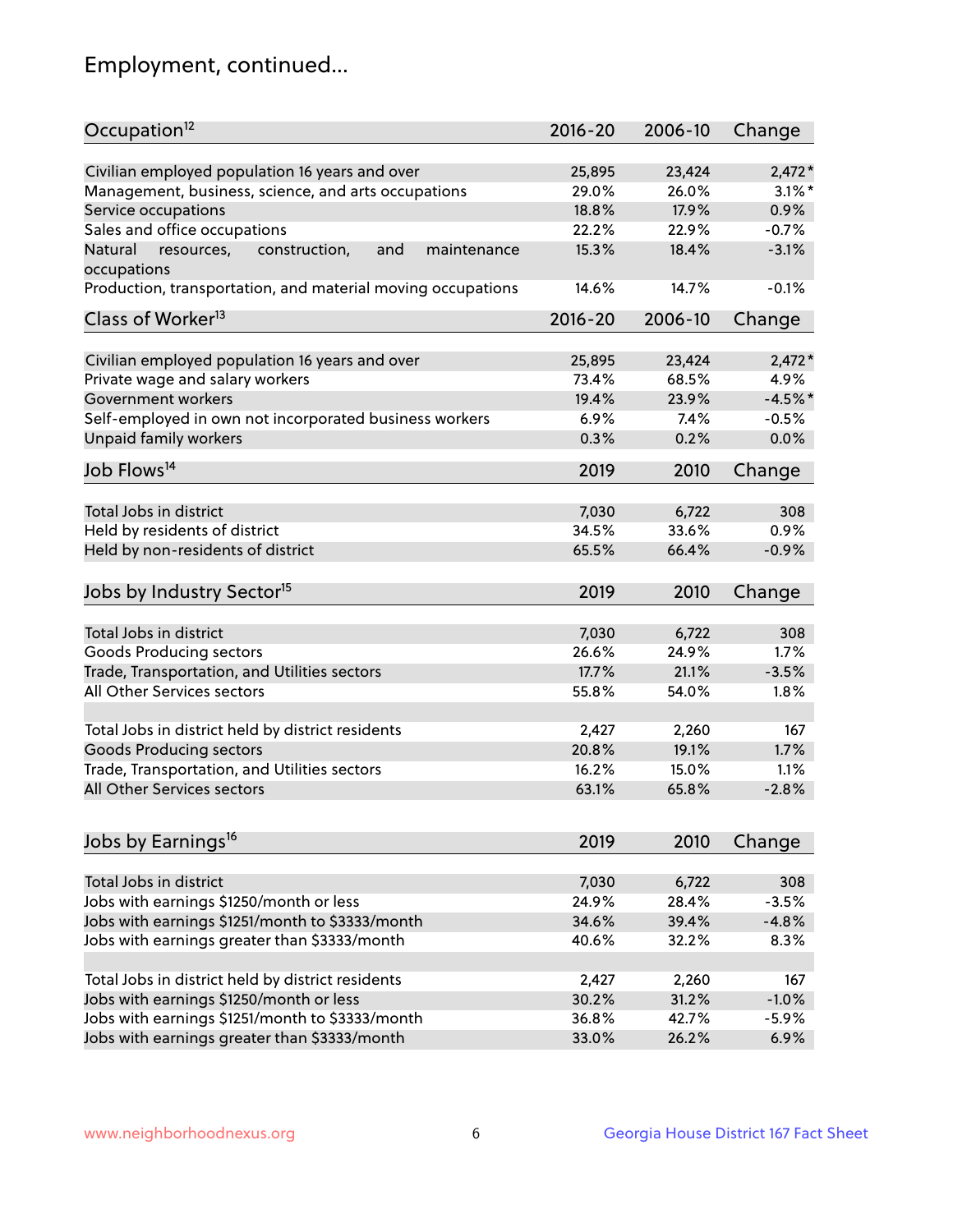# Employment, continued...

| Occupation[12] | 2016-20 | 2006-10 | Change |
|---|---|---|---|
| Civilian employed population 16 years and over | 25,895 | 23,424 | 2,472* |
| Management, business, science, and arts occupations | 29.0% | 26.0% | 3.1%* |
| Service occupations | 18.8% | 17.9% | 0.9% |
| Sales and office occupations | 22.2% | 22.9% | -0.7% |
| Natural resources, construction, and maintenance occupations | 15.3% | 18.4% | -3.1% |
| Production, transportation, and material moving occupations | 14.6% | 14.7% | -0.1% |

| Class of Worker[13] | 2016-20 | 2006-10 | Change |
|---|---|---|---|
| Civilian employed population 16 years and over | 25,895 | 23,424 | 2,472* |
| Private wage and salary workers | 73.4% | 68.5% | 4.9% |
| Government workers | 19.4% | 23.9% | -4.5%* |
| Self-employed in own not incorporated business workers | 6.9% | 7.4% | -0.5% |
| Unpaid family workers | 0.3% | 0.2% | 0.0% |

| Job Flows[14] | 2019 | 2010 | Change |
|---|---|---|---|
| Total Jobs in district | 7,030 | 6,722 | 308 |
| Held by residents of district | 34.5% | 33.6% | 0.9% |
| Held by non-residents of district | 65.5% | 66.4% | -0.9% |

| Jobs by Industry Sector[15] | 2019 | 2010 | Change |
|---|---|---|---|
| Total Jobs in district | 7,030 | 6,722 | 308 |
| Goods Producing sectors | 26.6% | 24.9% | 1.7% |
| Trade, Transportation, and Utilities sectors | 17.7% | 21.1% | -3.5% |
| All Other Services sectors | 55.8% | 54.0% | 1.8% |
| | | | |
| Total Jobs in district held by district residents | 2,427 | 2,260 | 167 |
| Goods Producing sectors | 20.8% | 19.1% | 1.7% |
| Trade, Transportation, and Utilities sectors | 16.2% | 15.0% | 1.1% |
| All Other Services sectors | 63.1% | 65.8% | -2.8% |

| Jobs by Earnings[16] | 2019 | 2010 | Change |
|---|---|---|---|
| Total Jobs in district | 7,030 | 6,722 | 308 |
| Jobs with earnings $1250/month or less | 24.9% | 28.4% | -3.5% |
| Jobs with earnings $1251/month to $3333/month | 34.6% | 39.4% | -4.8% |
| Jobs with earnings greater than $3333/month | 40.6% | 32.2% | 8.3% |
| | | | |
| Total Jobs in district held by district residents | 2,427 | 2,260 | 167 |
| Jobs with earnings $1250/month or less | 30.2% | 31.2% | -1.0% |
| Jobs with earnings $1251/month to $3333/month | 36.8% | 42.7% | -5.9% |
| Jobs with earnings greater than $3333/month | 33.0% | 26.2% | 6.9% |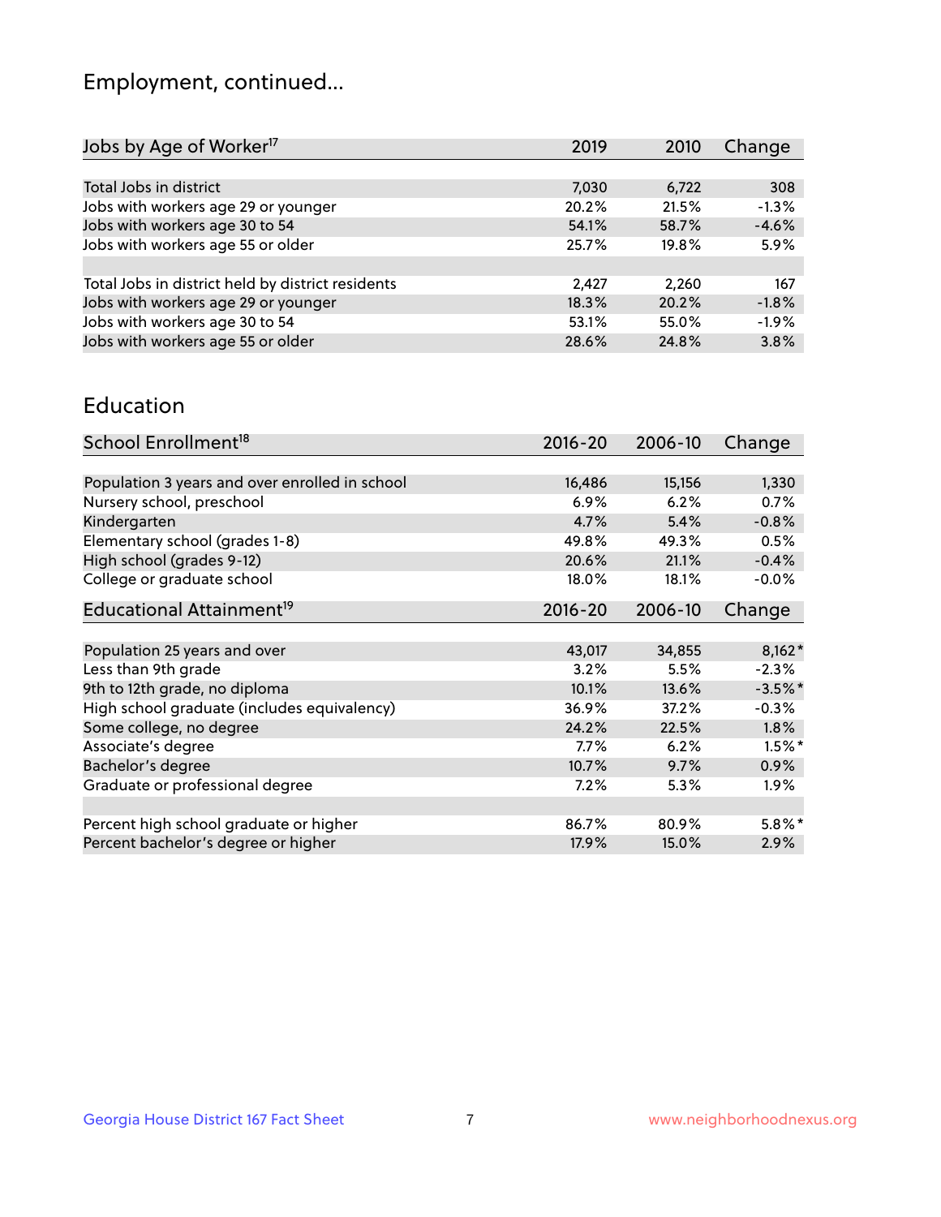# Employment, continued...

| Jobs by Age of Worker[17] | 2019 | 2010 | Change |
|---|---|---|---|
| Total Jobs in district | 7,030 | 6,722 | 308 |
| Jobs with workers age 29 or younger | 20.2% | 21.5% | -1.3% |
| Jobs with workers age 30 to 54 | 54.1% | 58.7% | -4.6% |
| Jobs with workers age 55 or older | 25.7% | 19.8% | 5.9% |
| | | | |
| Total Jobs in district held by district residents | 2,427 | 2,260 | 167 |
| Jobs with workers age 29 or younger | 18.3% | 20.2% | -1.8% |
| Jobs with workers age 30 to 54 | 53.1% | 55.0% | -1.9% |
| Jobs with workers age 55 or older | 28.6% | 24.8% | 3.8% |

## Education

| School Enrollment[18] | 2016-20 | 2006-10 | Change |
|---|---|---|---|
| Population 3 years and over enrolled in school | 16,486 | 15,156 | 1,330 |
| Nursery school, preschool | 6.9% | 6.2% | 0.7% |
| Kindergarten | 4.7% | 5.4% | -0.8% |
| Elementary school (grades 1-8) | 49.8% | 49.3% | 0.5% |
| High school (grades 9-12) | 20.6% | 21.1% | -0.4% |
| College or graduate school | 18.0% | 18.1% | -0.0% |

| Educational Attainment[19] | 2016-20 | 2006-10 | Change |
|---|---|---|---|
| Population 25 years and over | 43,017 | 34,855 | 8,162* |
| Less than 9th grade | 3.2% | 5.5% | -2.3% |
| 9th to 12th grade, no diploma | 10.1% | 13.6% | -3.5%* |
| High school graduate (includes equivalency) | 36.9% | 37.2% | -0.3% |
| Some college, no degree | 24.2% | 22.5% | 1.8% |
| Associate's degree | 7.7% | 6.2% | 1.5%* |
| Bachelor's degree | 10.7% | 9.7% | 0.9% |
| Graduate or professional degree | 7.2% | 5.3% | 1.9% |
| | | | |
| Percent high school graduate or higher | 86.7% | 80.9% | 5.8%* |
| Percent bachelor's degree or higher | 17.9% | 15.0% | 2.9% |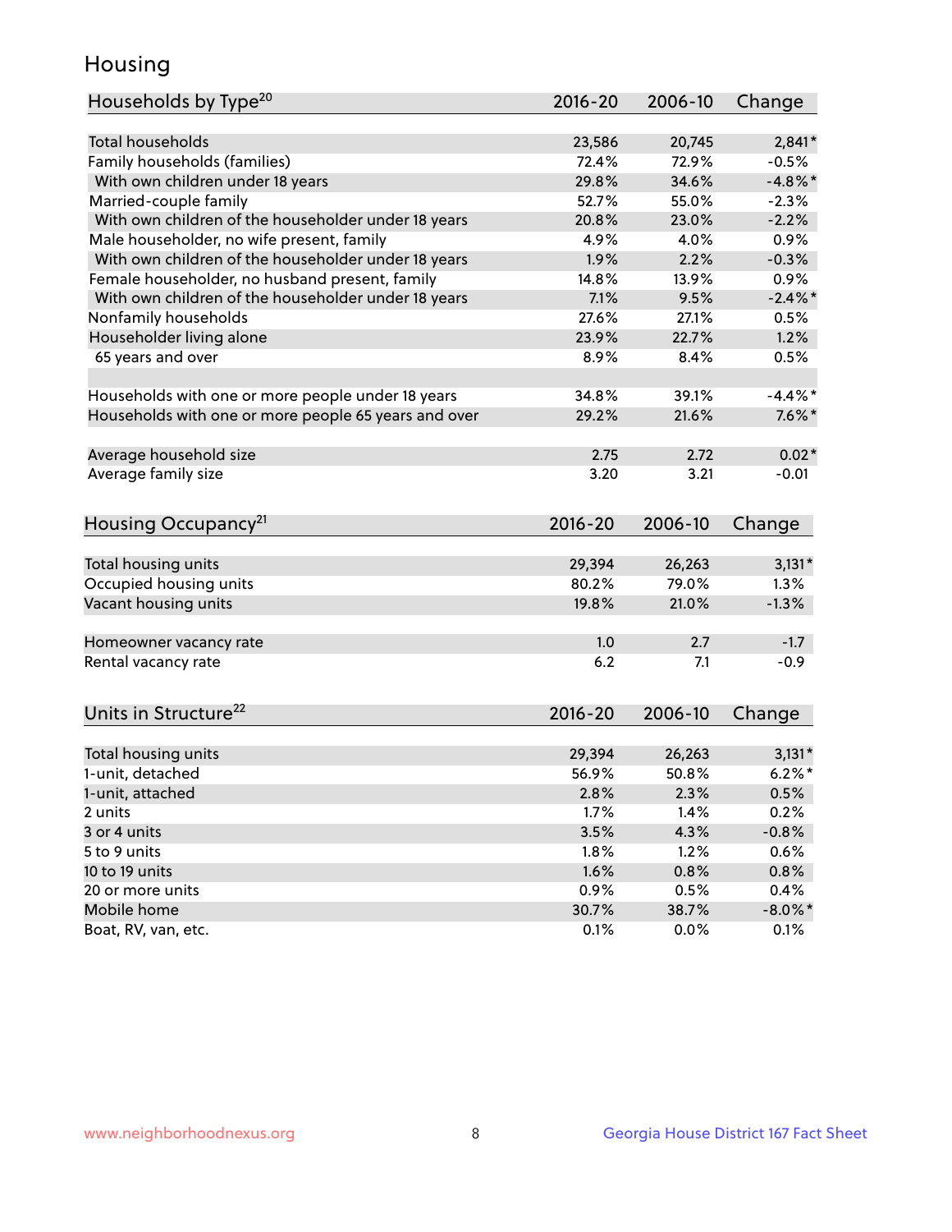## Housing

| Households by Type[20] | 2016-20 | 2006-10 | Change |
|---|---|---|---|
| Total households | 23,586 | 20,745 | 2,841* |
| Family households (families) | 72.4% | 72.9% | -0.5% |
| With own children under 18 years | 29.8% | 34.6% | -4.8%* |
| Married-couple family | 52.7% | 55.0% | -2.3% |
| With own children of the householder under 18 years | 20.8% | 23.0% | -2.2% |
| Male householder, no wife present, family | 4.9% | 4.0% | 0.9% |
| With own children of the householder under 18 years | 1.9% | 2.2% | -0.3% |
| Female householder, no husband present, family | 14.8% | 13.9% | 0.9% |
| With own children of the householder under 18 years | 7.1% | 9.5% | -2.4%* |
| Nonfamily households | 27.6% | 27.1% | 0.5% |
| Householder living alone | 23.9% | 22.7% | 1.2% |
| 65 years and over | 8.9% | 8.4% | 0.5% |
| | | | |
| Households with one or more people under 18 years | 34.8% | 39.1% | -4.4%* |
| Households with one or more people 65 years and over | 29.2% | 21.6% | 7.6%* |
| | | | |
| Average household size | 2.75 | 2.72 | 0.02* |
| Average family size | 3.20 | 3.21 | -0.01 |

| Housing Occupancy[21] | 2016-20 | 2006-10 | Change |
|---|---|---|---|
| Total housing units | 29,394 | 26,263 | 3,131* |
| Occupied housing units | 80.2% | 79.0% | 1.3% |
| Vacant housing units | 19.8% | 21.0% | -1.3% |
| | | | |
| Homeowner vacancy rate | 1.0 | 2.7 | -1.7 |
| Rental vacancy rate | 6.2 | 7.1 | -0.9 |

| Units in Structure[22] | 2016-20 | 2006-10 | Change |
|---|---|---|---|
| Total housing units | 29,394 | 26,263 | 3,131* |
| 1-unit, detached | 56.9% | 50.8% | 6.2%* |
| 1-unit, attached | 2.8% | 2.3% | 0.5% |
| 2 units | 1.7% | 1.4% | 0.2% |
| 3 or 4 units | 3.5% | 4.3% | -0.8% |
| 5 to 9 units | 1.8% | 1.2% | 0.6% |
| 10 to 19 units | 1.6% | 0.8% | 0.8% |
| 20 or more units | 0.9% | 0.5% | 0.4% |
| Mobile home | 30.7% | 38.7% | -8.0%* |
| Boat, RV, van, etc. | 0.1% | 0.0% | 0.1% |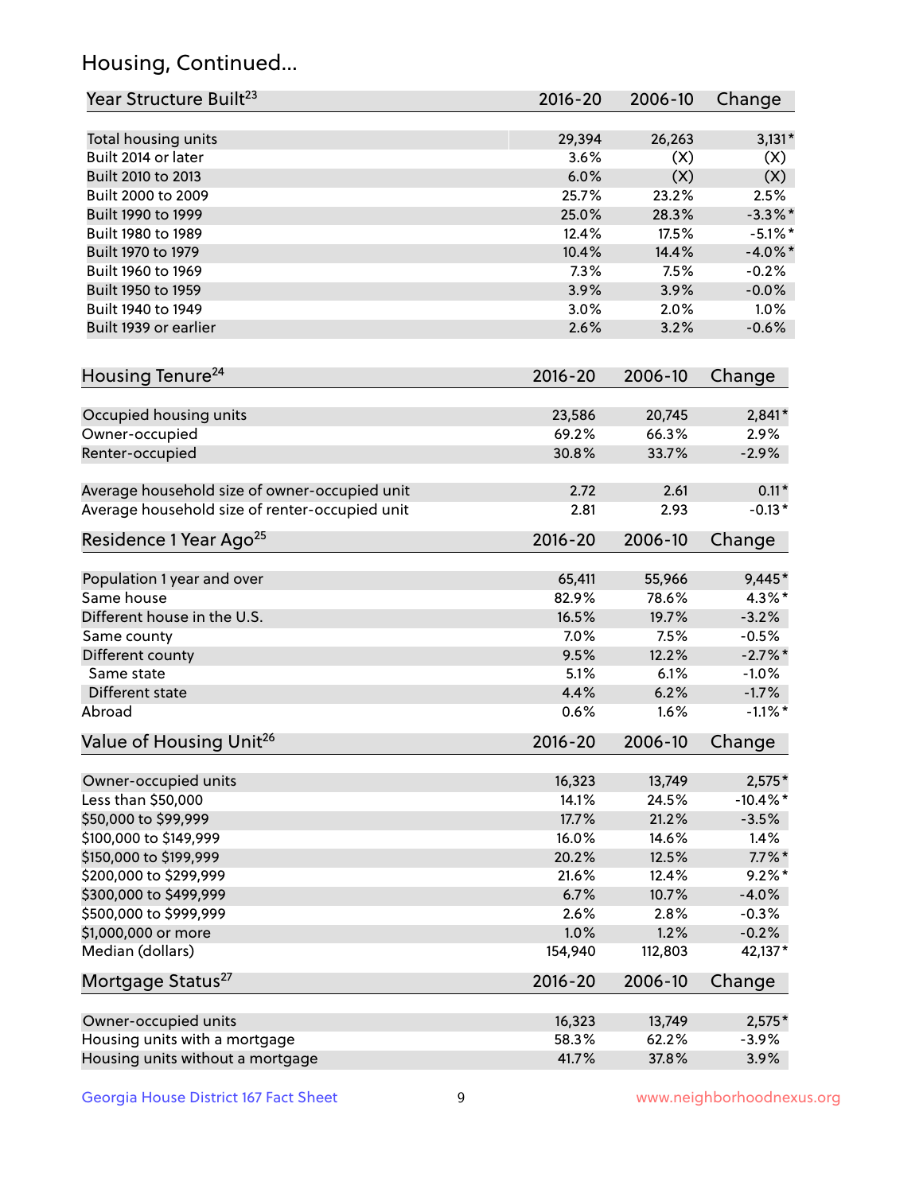## Housing, Continued...

| Year Structure Built[23] | 2016-20 | 2006-10 | Change |
|---|---|---|---|
| Total housing units | 29,394 | 26,263 | 3,131* |
| Built 2014 or later | 3.6% | (X) | (X) |
| Built 2010 to 2013 | 6.0% | (X) | (X) |
| Built 2000 to 2009 | 25.7% | 23.2% | 2.5% |
| Built 1990 to 1999 | 25.0% | 28.3% | -3.3%* |
| Built 1980 to 1989 | 12.4% | 17.5% | -5.1%* |
| Built 1970 to 1979 | 10.4% | 14.4% | -4.0%* |
| Built 1960 to 1969 | 7.3% | 7.5% | -0.2% |
| Built 1950 to 1959 | 3.9% | 3.9% | -0.0% |
| Built 1940 to 1949 | 3.0% | 2.0% | 1.0% |
| Built 1939 or earlier | 2.6% | 3.2% | -0.6% |

| Housing Tenure[24] | 2016-20 | 2006-10 | Change |
|---|---|---|---|
| Occupied housing units | 23,586 | 20,745 | 2,841* |
| Owner-occupied | 69.2% | 66.3% | 2.9% |
| Renter-occupied | 30.8% | 33.7% | -2.9% |
| Average household size of owner-occupied unit | 2.72 | 2.61 | 0.11* |
| Average household size of renter-occupied unit | 2.81 | 2.93 | -0.13* |

| Residence 1 Year Ago[25] | 2016-20 | 2006-10 | Change |
|---|---|---|---|
| Population 1 year and over | 65,411 | 55,966 | 9,445* |
| Same house | 82.9% | 78.6% | 4.3%* |
| Different house in the U.S. | 16.5% | 19.7% | -3.2% |
| Same county | 7.0% | 7.5% | -0.5% |
| Different county | 9.5% | 12.2% | -2.7%* |
| Same state | 5.1% | 6.1% | -1.0% |
| Different state | 4.4% | 6.2% | -1.7% |
| Abroad | 0.6% | 1.6% | -1.1%* |

| Value of Housing Unit[26] | 2016-20 | 2006-10 | Change |
|---|---|---|---|
| Owner-occupied units | 16,323 | 13,749 | 2,575* |
| Less than $50,000 | 14.1% | 24.5% | -10.4%* |
| $50,000 to $99,999 | 17.7% | 21.2% | -3.5% |
| $100,000 to $149,999 | 16.0% | 14.6% | 1.4% |
| $150,000 to $199,999 | 20.2% | 12.5% | 7.7%* |
| $200,000 to $299,999 | 21.6% | 12.4% | 9.2%* |
| $300,000 to $499,999 | 6.7% | 10.7% | -4.0% |
| $500,000 to $999,999 | 2.6% | 2.8% | -0.3% |
| $1,000,000 or more | 1.0% | 1.2% | -0.2% |
| Median (dollars) | 154,940 | 112,803 | 42,137* |

| Mortgage Status[27] | 2016-20 | 2006-10 | Change |
|---|---|---|---|
| Owner-occupied units | 16,323 | 13,749 | 2,575* |
| Housing units with a mortgage | 58.3% | 62.2% | -3.9% |
| Housing units without a mortgage | 41.7% | 37.8% | 3.9% |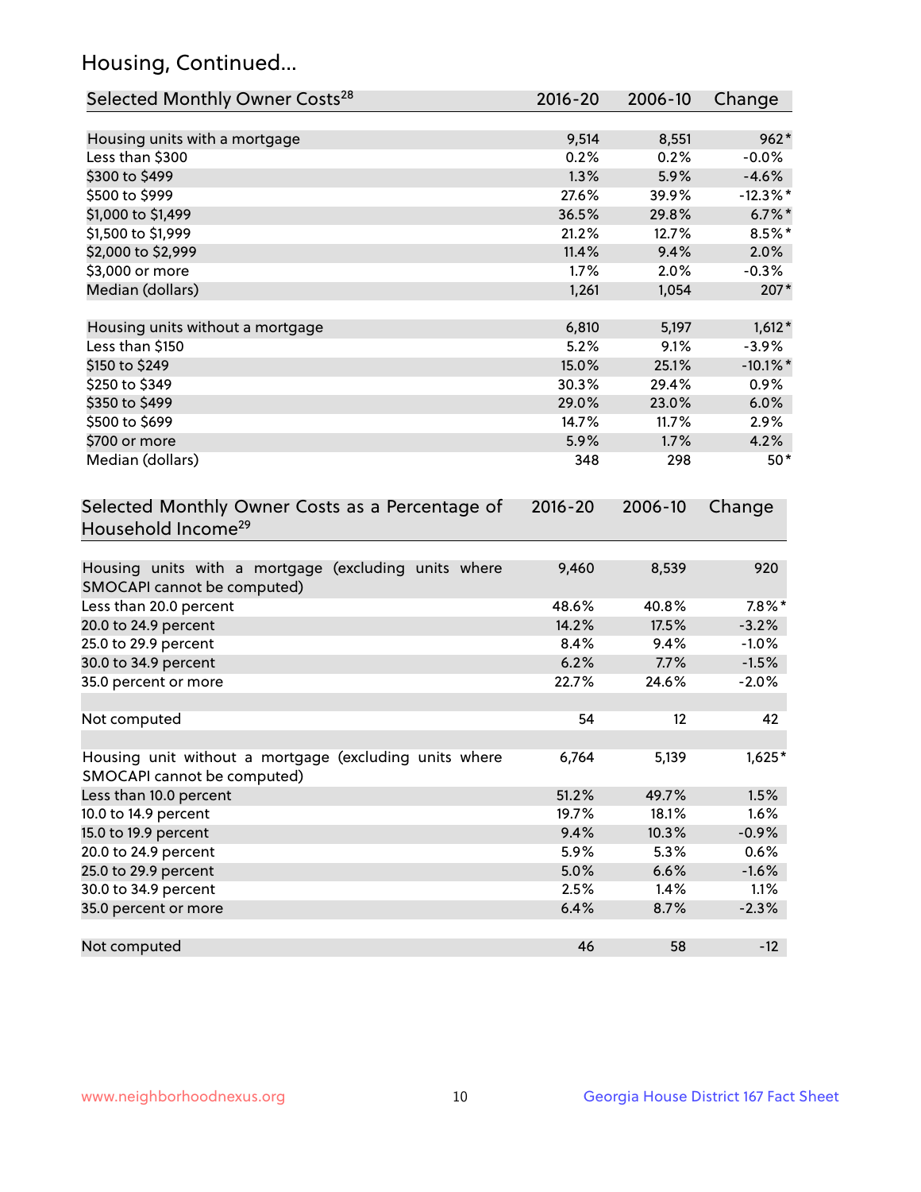## Housing, Continued...

| Selected Monthly Owner Costs[28] | 2016-20 | 2006-10 | Change |
|---|---|---|---|
| Housing units with a mortgage | 9,514 | 8,551 | 962* |
| Less than $300 | 0.2% | 0.2% | -0.0% |
| $300 to $499 | 1.3% | 5.9% | -4.6% |
| $500 to $999 | 27.6% | 39.9% | -12.3%* |
| $1,000 to $1,499 | 36.5% | 29.8% | 6.7%* |
| $1,500 to $1,999 | 21.2% | 12.7% | 8.5%* |
| $2,000 to $2,999 | 11.4% | 9.4% | 2.0% |
| $3,000 or more | 1.7% | 2.0% | -0.3% |
| Median (dollars) | 1,261 | 1,054 | 207* |
| | | | |
| Housing units without a mortgage | 6,810 | 5,197 | 1,612* |
| Less than $150 | 5.2% | 9.1% | -3.9% |
| $150 to $249 | 15.0% | 25.1% | -10.1%* |
| $250 to $349 | 30.3% | 29.4% | 0.9% |
| $350 to $499 | 29.0% | 23.0% | 6.0% |
| $500 to $699 | 14.7% | 11.7% | 2.9% |
| $700 or more | 5.9% | 1.7% | 4.2% |
| Median (dollars) | 348 | 298 | 50* |

| Selected Monthly Owner Costs as a Percentage of Household Income[29] | 2016-20 | 2006-10 | Change |
|---|---|---|---|
| Housing units with a mortgage (excluding units where SMOCAPI cannot be computed) | 9,460 | 8,539 | 920 |
| Less than 20.0 percent | 48.6% | 40.8% | 7.8%* |
| 20.0 to 24.9 percent | 14.2% | 17.5% | -3.2% |
| 25.0 to 29.9 percent | 8.4% | 9.4% | -1.0% |
| 30.0 to 34.9 percent | 6.2% | 7.7% | -1.5% |
| 35.0 percent or more | 22.7% | 24.6% | -2.0% |
| | | | |
| Not computed | 54 | 12 | 42 |
| | | | |
| Housing unit without a mortgage (excluding units where SMOCAPI cannot be computed) | 6,764 | 5,139 | 1,625* |
| Less than 10.0 percent | 51.2% | 49.7% | 1.5% |
| 10.0 to 14.9 percent | 19.7% | 18.1% | 1.6% |
| 15.0 to 19.9 percent | 9.4% | 10.3% | -0.9% |
| 20.0 to 24.9 percent | 5.9% | 5.3% | 0.6% |
| 25.0 to 29.9 percent | 5.0% | 6.6% | -1.6% |
| 30.0 to 34.9 percent | 2.5% | 1.4% | 1.1% |
| 35.0 percent or more | 6.4% | 8.7% | -2.3% |
| | | | |
| Not computed | 46 | 58 | -12 |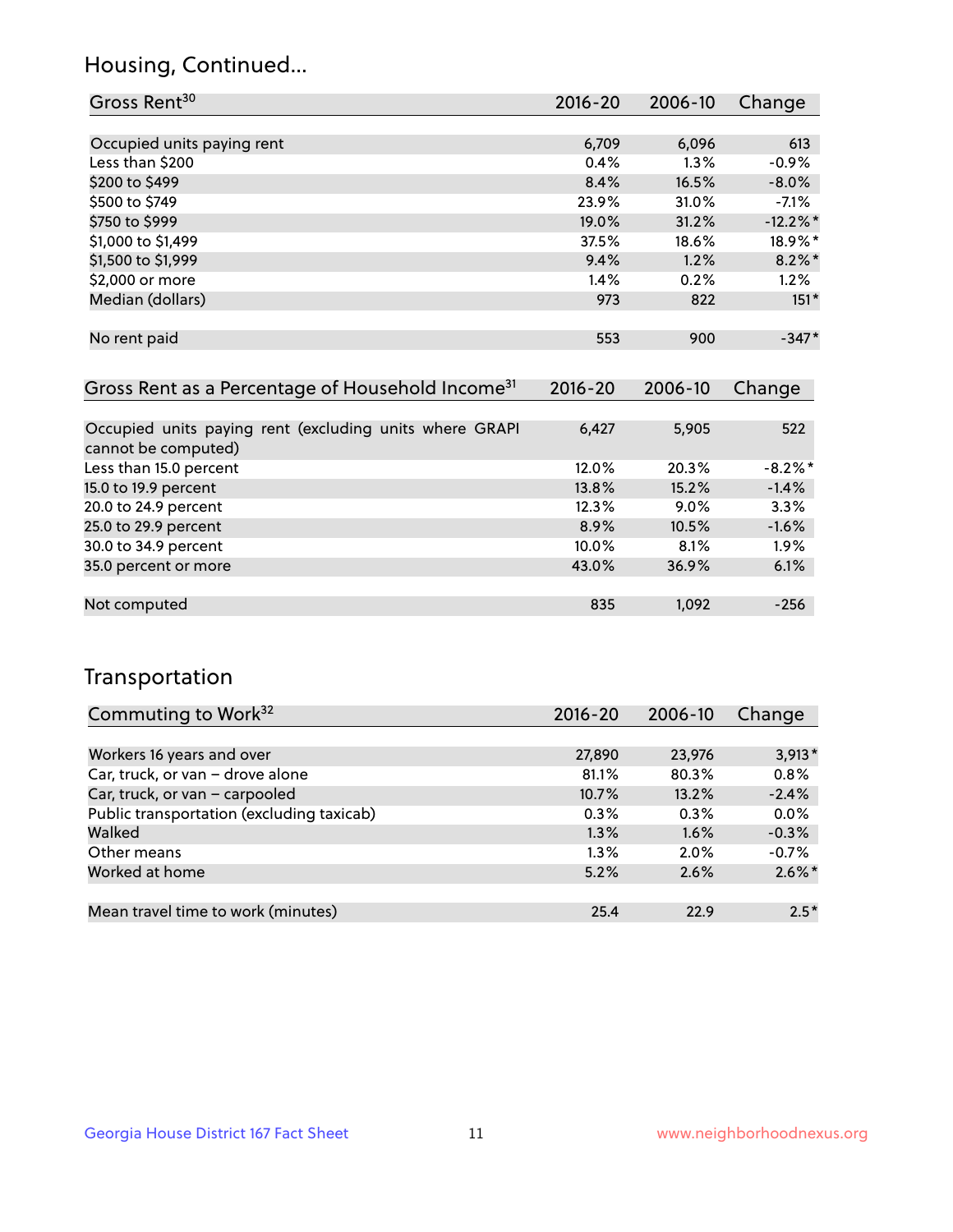## Housing, Continued...

| Gross Rent[30] | 2016-20 | 2006-10 | Change |
|---|---|---|---|
| Occupied units paying rent | 6,709 | 6,096 | 613 |
| Less than $200 | 0.4% | 1.3% | -0.9% |
| $200 to $499 | 8.4% | 16.5% | -8.0% |
| $500 to $749 | 23.9% | 31.0% | -7.1% |
| $750 to $999 | 19.0% | 31.2% | -12.2%* |
| $1,000 to $1,499 | 37.5% | 18.6% | 18.9%* |
| $1,500 to $1,999 | 9.4% | 1.2% | 8.2%* |
| $2,000 or more | 1.4% | 0.2% | 1.2% |
| Median (dollars) | 973 | 822 | 151* |
| No rent paid | 553 | 900 | -347* |

| Gross Rent as a Percentage of Household Income[31] | 2016-20 | 2006-10 | Change |
|---|---|---|---|
| Occupied units paying rent (excluding units where GRAPI cannot be computed) | 6,427 | 5,905 | 522 |
| Less than 15.0 percent | 12.0% | 20.3% | -8.2%* |
| 15.0 to 19.9 percent | 13.8% | 15.2% | -1.4% |
| 20.0 to 24.9 percent | 12.3% | 9.0% | 3.3% |
| 25.0 to 29.9 percent | 8.9% | 10.5% | -1.6% |
| 30.0 to 34.9 percent | 10.0% | 8.1% | 1.9% |
| 35.0 percent or more | 43.0% | 36.9% | 6.1% |
| Not computed | 835 | 1,092 | -256 |

## Transportation

| Commuting to Work[32] | 2016-20 | 2006-10 | Change |
|---|---|---|---|
| Workers 16 years and over | 27,890 | 23,976 | 3,913* |
| Car, truck, or van – drove alone | 81.1% | 80.3% | 0.8% |
| Car, truck, or van – carpooled | 10.7% | 13.2% | -2.4% |
| Public transportation (excluding taxicab) | 0.3% | 0.3% | 0.0% |
| Walked | 1.3% | 1.6% | -0.3% |
| Other means | 1.3% | 2.0% | -0.7% |
| Worked at home | 5.2% | 2.6% | 2.6%* |
| Mean travel time to work (minutes) | 25.4 | 22.9 | 2.5* |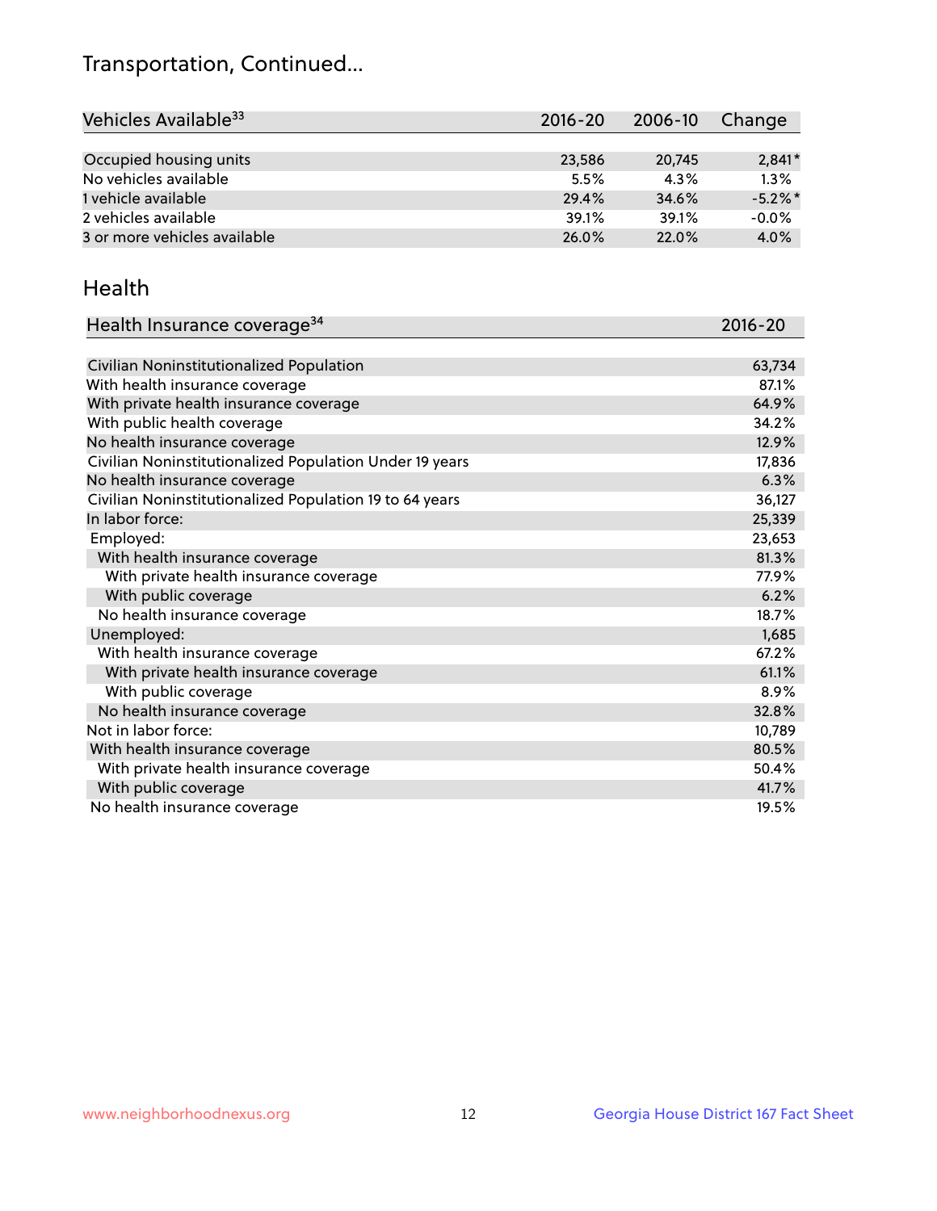# Transportation, Continued...

| Vehicles Available[33] | 2016-20 | 2006-10 | Change |
|---|---|---|---|
| Occupied housing units | 23,586 | 20,745 | 2,841* |
| No vehicles available | 5.5% | 4.3% | 1.3% |
| 1 vehicle available | 29.4% | 34.6% | -5.2%* |
| 2 vehicles available | 39.1% | 39.1% | -0.0% |
| 3 or more vehicles available | 26.0% | 22.0% | 4.0% |

## Health

| Health Insurance coverage[34] | 2016-20 |
|---|---|
| Civilian Noninstitutionalized Population | 63,734 |
| With health insurance coverage | 87.1% |
| With private health insurance coverage | 64.9% |
| With public health coverage | 34.2% |
| No health insurance coverage | 12.9% |
| Civilian Noninstitutionalized Population Under 19 years | 17,836 |
| No health insurance coverage | 6.3% |
| Civilian Noninstitutionalized Population 19 to 64 years | 36,127 |
| In labor force: | 25,339 |
| Employed: | 23,653 |
| With health insurance coverage | 81.3% |
| With private health insurance coverage | 77.9% |
| With public coverage | 6.2% |
| No health insurance coverage | 18.7% |
| Unemployed: | 1,685 |
| With health insurance coverage | 67.2% |
| With private health insurance coverage | 61.1% |
| With public coverage | 8.9% |
| No health insurance coverage | 32.8% |
| Not in labor force: | 10,789 |
| With health insurance coverage | 80.5% |
| With private health insurance coverage | 50.4% |
| With public coverage | 41.7% |
| No health insurance coverage | 19.5% |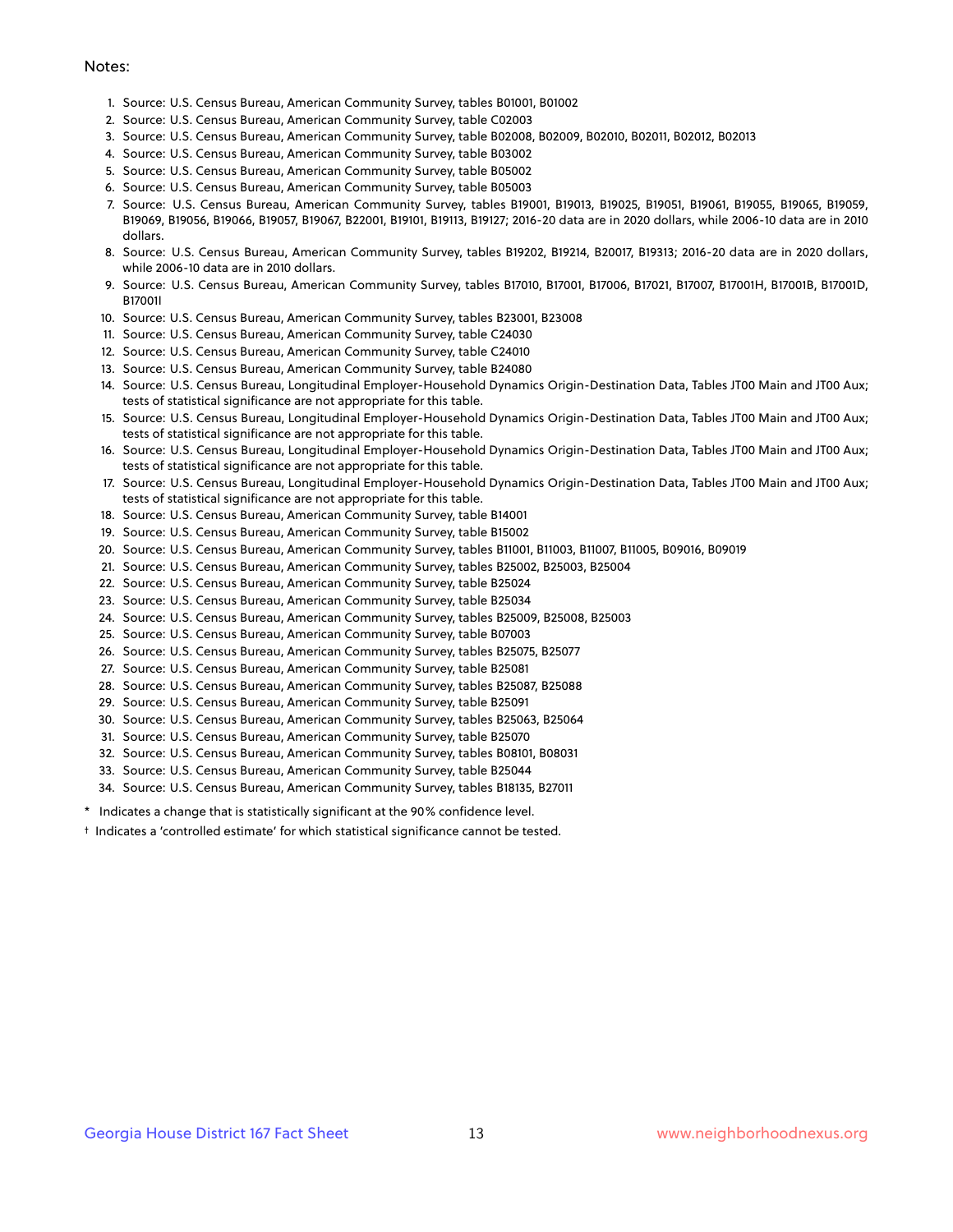Notes:

1. Source: U.S. Census Bureau, American Community Survey, tables B01001, B01002
2. Source: U.S. Census Bureau, American Community Survey, table C02003
3. Source: U.S. Census Bureau, American Community Survey, table B02008, B02009, B02010, B02011, B02012, B02013
4. Source: U.S. Census Bureau, American Community Survey, table B03002
5. Source: U.S. Census Bureau, American Community Survey, table B05002
6. Source: U.S. Census Bureau, American Community Survey, table B05003
7. Source: U.S. Census Bureau, American Community Survey, tables B19001, B19013, B19025, B19051, B19061, B19055, B19065, B19059, B19069, B19056, B19066, B19057, B19067, B22001, B19101, B19113, B19127; 2016-20 data are in 2020 dollars, while 2006-10 data are in 2010 dollars.
8. Source: U.S. Census Bureau, American Community Survey, tables B19202, B19214, B20017, B19313; 2016-20 data are in 2020 dollars, while 2006-10 data are in 2010 dollars.
9. Source: U.S. Census Bureau, American Community Survey, tables B17010, B17001, B17006, B17021, B17007, B17001H, B17001B, B17001D, B17001I
10. Source: U.S. Census Bureau, American Community Survey, tables B23001, B23008
11. Source: U.S. Census Bureau, American Community Survey, table C24030
12. Source: U.S. Census Bureau, American Community Survey, table C24010
13. Source: U.S. Census Bureau, American Community Survey, table B24080
14. Source: U.S. Census Bureau, Longitudinal Employer-Household Dynamics Origin-Destination Data, Tables JT00 Main and JT00 Aux; tests of statistical significance are not appropriate for this table.
15. Source: U.S. Census Bureau, Longitudinal Employer-Household Dynamics Origin-Destination Data, Tables JT00 Main and JT00 Aux; tests of statistical significance are not appropriate for this table.
16. Source: U.S. Census Bureau, Longitudinal Employer-Household Dynamics Origin-Destination Data, Tables JT00 Main and JT00 Aux; tests of statistical significance are not appropriate for this table.
17. Source: U.S. Census Bureau, Longitudinal Employer-Household Dynamics Origin-Destination Data, Tables JT00 Main and JT00 Aux; tests of statistical significance are not appropriate for this table.
18. Source: U.S. Census Bureau, American Community Survey, table B14001
19. Source: U.S. Census Bureau, American Community Survey, table B15002
20. Source: U.S. Census Bureau, American Community Survey, tables B11001, B11003, B11007, B11005, B09016, B09019
21. Source: U.S. Census Bureau, American Community Survey, tables B25002, B25003, B25004
22. Source: U.S. Census Bureau, American Community Survey, table B25024
23. Source: U.S. Census Bureau, American Community Survey, table B25034
24. Source: U.S. Census Bureau, American Community Survey, tables B25009, B25008, B25003
25. Source: U.S. Census Bureau, American Community Survey, table B07003
26. Source: U.S. Census Bureau, American Community Survey, tables B25075, B25077
27. Source: U.S. Census Bureau, American Community Survey, table B25081
28. Source: U.S. Census Bureau, American Community Survey, tables B25087, B25088
29. Source: U.S. Census Bureau, American Community Survey, table B25091
30. Source: U.S. Census Bureau, American Community Survey, tables B25063, B25064
31. Source: U.S. Census Bureau, American Community Survey, table B25070
32. Source: U.S. Census Bureau, American Community Survey, tables B08101, B08031
33. Source: U.S. Census Bureau, American Community Survey, table B25044
34. Source: U.S. Census Bureau, American Community Survey, tables B18135, B27011

\* Indicates a change that is statistically significant at the 90% confidence level.

† Indicates a 'controlled estimate' for which statistical significance cannot be tested.